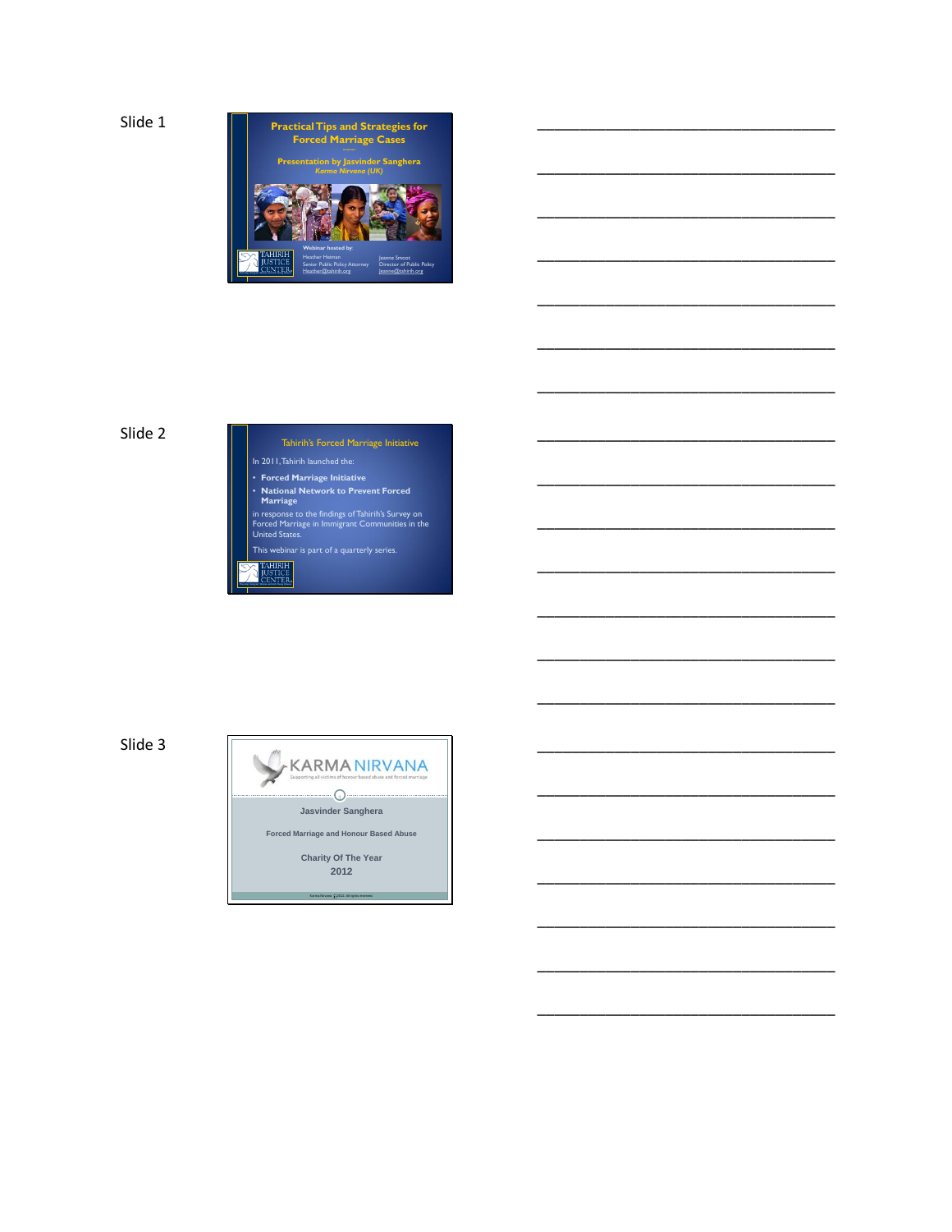Slide 1

## Practical Tips and Strategies for Forced Marriage Cases

------

**Presentation by Jasvinder Sanghera**

*Karma Nirvana (UK)*

TAHIRIH JUSTICE CENTER

**Webinar hosted by:**

Heather Heiman
Senior Public Policy Attorney
Heather@tahirih.org

Jeanne Smoot
Director of Public Policy
jeanne@tahirih.org

Slide 2

## Tahirih's Forced Marriage Initiative

In 2011, Tahirih launched the:

- **Forced Marriage Initiative**
- **National Network to Prevent Forced Marriage**

in response to the findings of Tahirih's Survey on Forced Marriage in Immigrant Communities in the United States.

This webinar is part of a quarterly series.

TAHIRIH JUSTICE CENTER

Slide 3

KARMA NIRVANA

Supporting all victims of honour based abuse and forced marriage

**Jasvinder Sanghera**

**Forced Marriage and Honour Based Abuse**

**Charity Of The Year**
**2012**

Karma Nirvana ©2012. All rights reserved.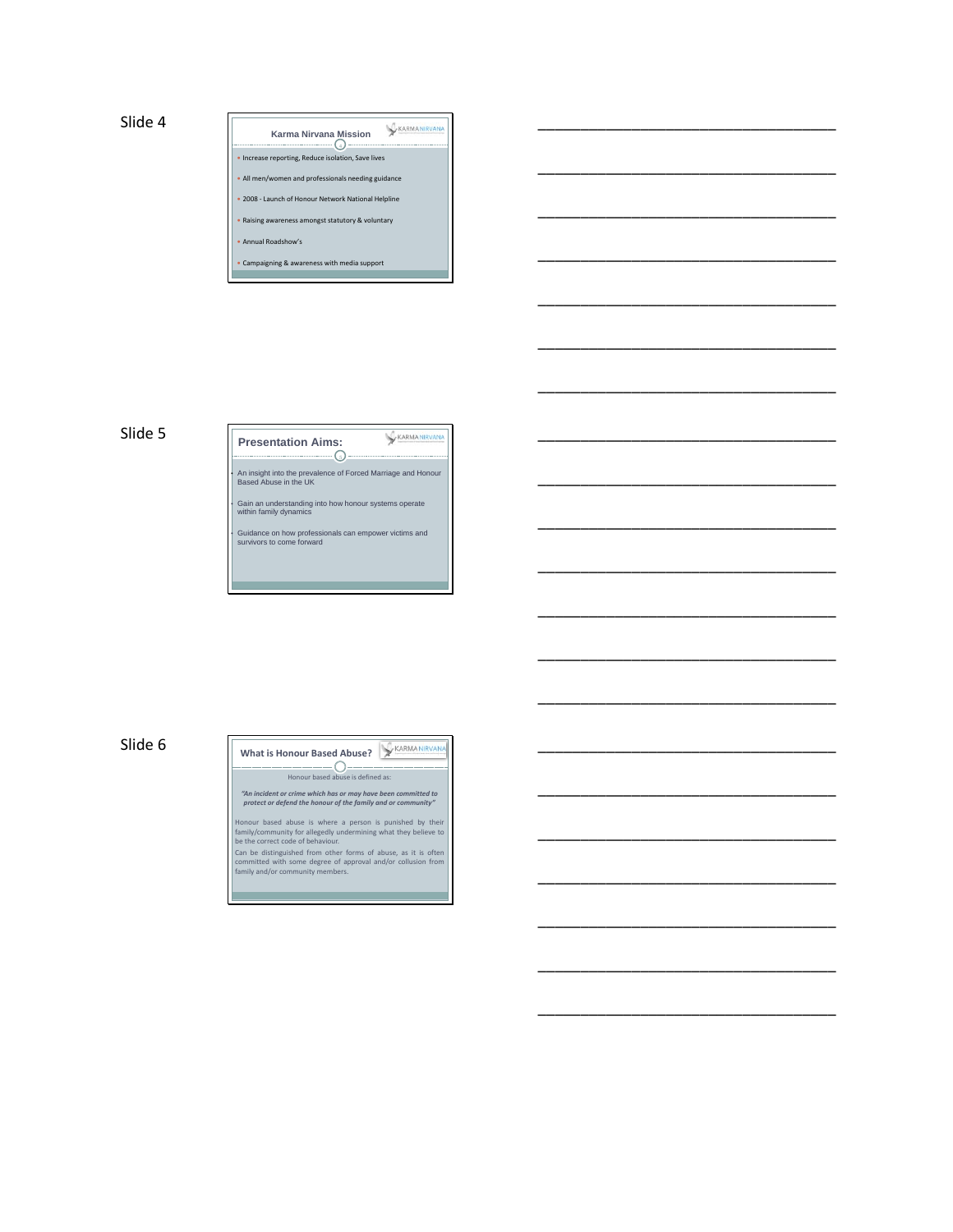Slide 4

## Karma Nirvana Mission

- Increase reporting, Reduce isolation, Save lives
- All men/women and professionals needing guidance
- 2008 - Launch of Honour Network National Helpline
- Raising awareness amongst statutory & voluntary
- Annual Roadshow's
- Campaigning & awareness with media support

Slide 5

## Presentation Aims:

- An insight into the prevalence of Forced Marriage and Honour Based Abuse in the UK
- Gain an understanding into how honour systems operate within family dynamics
- Guidance on how professionals can empower victims and survivors to come forward

Slide 6

## What is Honour Based Abuse?

Honour based abuse is defined as:

***"An incident or crime which has or may have been committed to protect or defend the honour of the family and or community"***

Honour based abuse is where a person is punished by their family/community for allegedly undermining what they believe to be the correct code of behaviour.

Can be distinguished from other forms of abuse, as it is often committed with some degree of approval and/or collusion from family and/or community members.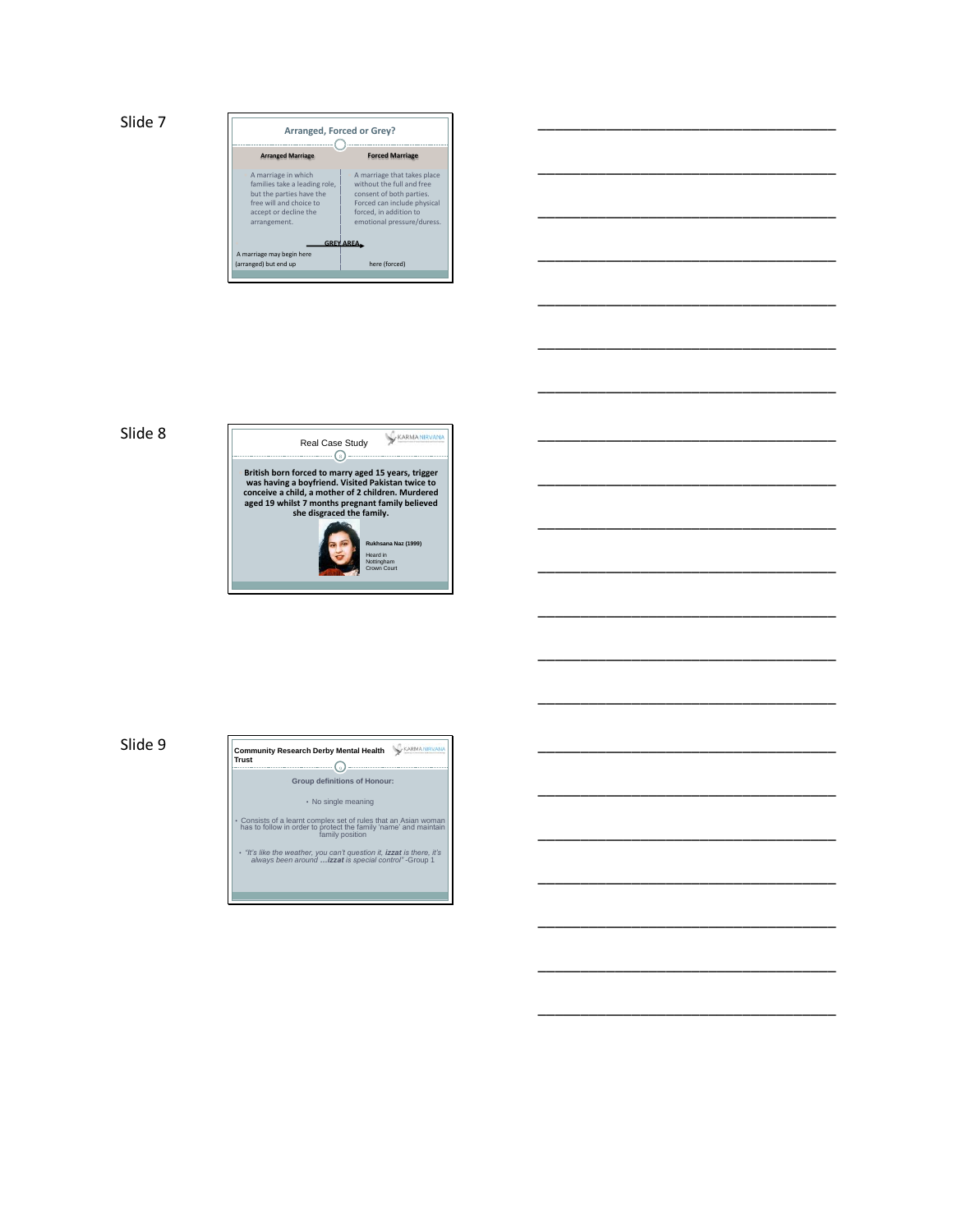Slide 7

## Arranged, Forced or Grey?

| Arranged Marriage | Forced Marriage |
|---|---|
| A marriage in which families take a leading role, but the parties have the free will and choice to accept or decline the arrangement. | A marriage that takes place without the full and free consent of both parties. Forced can include physical forced, in addition to emotional pressure/duress. |

GREY AREA

A marriage may begin here (arranged) but end up here (forced)

Slide 8

## Real Case Study

KARMA NIRVANA

**British born forced to marry aged 15 years, trigger was having a boyfriend. Visited Pakistan twice to conceive a child, a mother of 2 children. Murdered aged 19 whilst 7 months pregnant family believed she disgraced the family.**

**Rukhsana Naz (1999)**

Heard in Nottingham Crown Court

Slide 9

## Community Research Derby Mental Health Trust

KARMA NIRVANA

**Group definitions of Honour:**

- No single meaning
- Consists of a learnt complex set of rules that an Asian woman has to follow in order to protect the family 'name' and maintain family position
- *"It's like the weather, you can't question it, **izzat** is there, it's always been around …**izzat** is special control"* -Group 1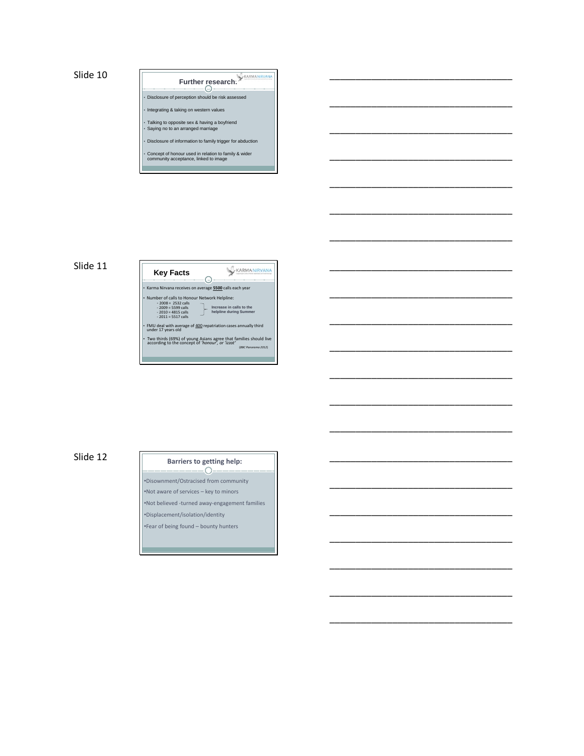Slide 10

## Further research:

- Disclosure of perception should be risk assessed
- Integrating & taking on western values
- Talking to opposite sex & having a boyfriend
- Saying no to an arranged marriage
- Disclosure of information to family trigger for abduction
- Concept of honour used in relation to family & wider community acceptance, linked to image

______________________________________

______________________________________

______________________________________

______________________________________

______________________________________

______________________________________

______________________________________

Slide 11

## Key Facts

- Karma Nirvana receives on average **5500** calls each year
- Number of calls to Honour Network Helpline:
  - 2008 = 2532 calls
  - 2009 = 5599 calls
  - 2010 = 4815 calls
  - 2011 = 5517 calls

  Increase in calls to the helpline during Summer
- FMU deal with average of **400** repatriation cases annually third under 17 years old
- Two thirds (69%) of young Asians agree that families should live according to the concept of *'honour', or 'izzat'* *(BBC Panorama 2012)*

______________________________________

______________________________________

______________________________________

______________________________________

______________________________________

______________________________________

______________________________________

Slide 12

## Barriers to getting help:

- Disownment/Ostracised from community
- Not aware of services – key to minors
- Not believed -turned away-engagement families
- Displacement/isolation/identity
- Fear of being found – bounty hunters

______________________________________

______________________________________

______________________________________

______________________________________

______________________________________

______________________________________

______________________________________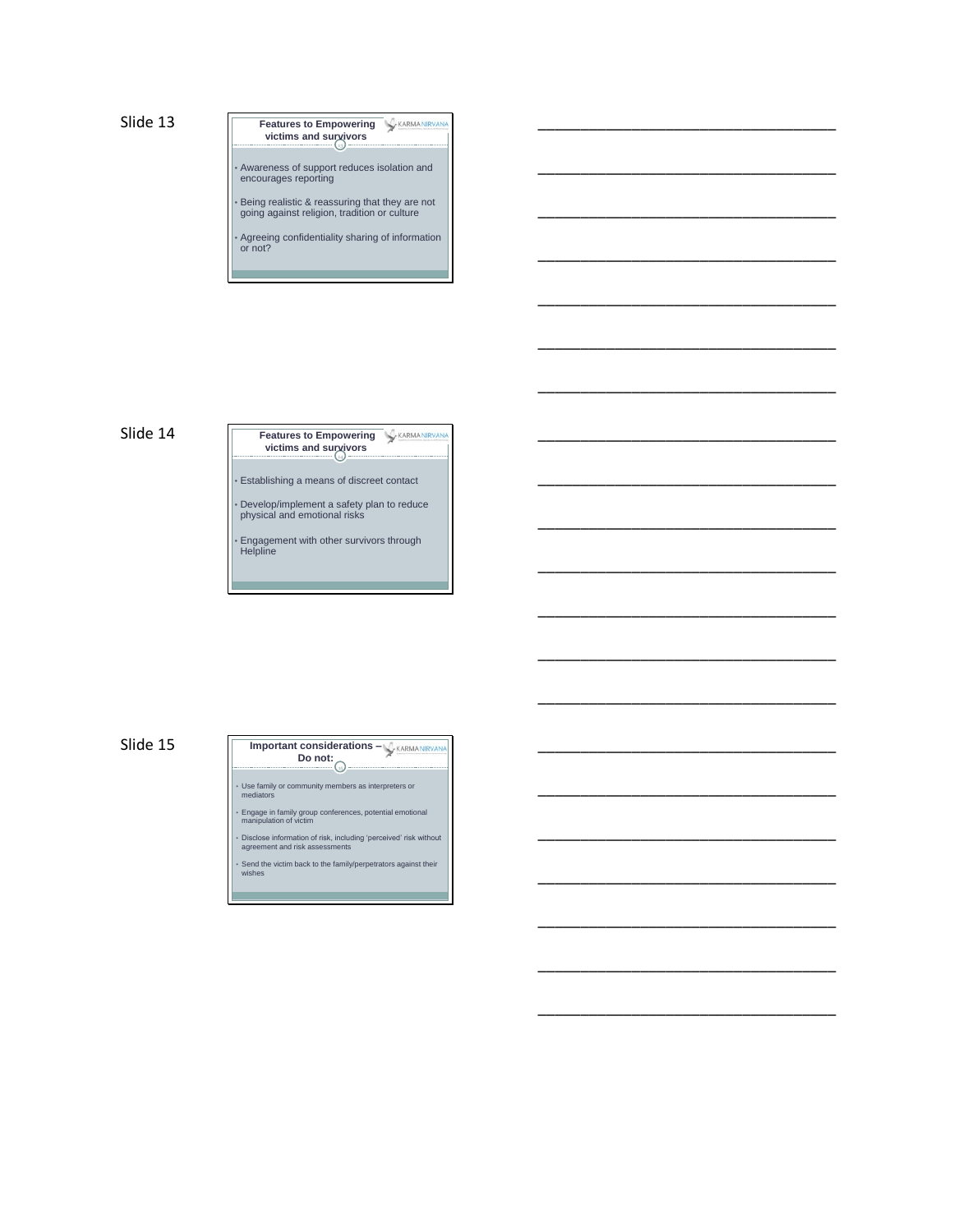Slide 13

### Features to Empowering victims and survivors

- Awareness of support reduces isolation and encourages reporting
- Being realistic & reassuring that they are not going against religion, tradition or culture
- Agreeing confidentiality sharing of information or not?

Slide 14

### Features to Empowering victims and survivors

- Establishing a means of discreet contact
- Develop/implement a safety plan to reduce physical and emotional risks
- Engagement with other survivors through Helpline

Slide 15

### Important considerations – Do not:

- Use family or community members as interpreters or mediators
- Engage in family group conferences, potential emotional manipulation of victim
- Disclose information of risk, including 'perceived' risk without agreement and risk assessments
- Send the victim back to the family/perpetrators against their wishes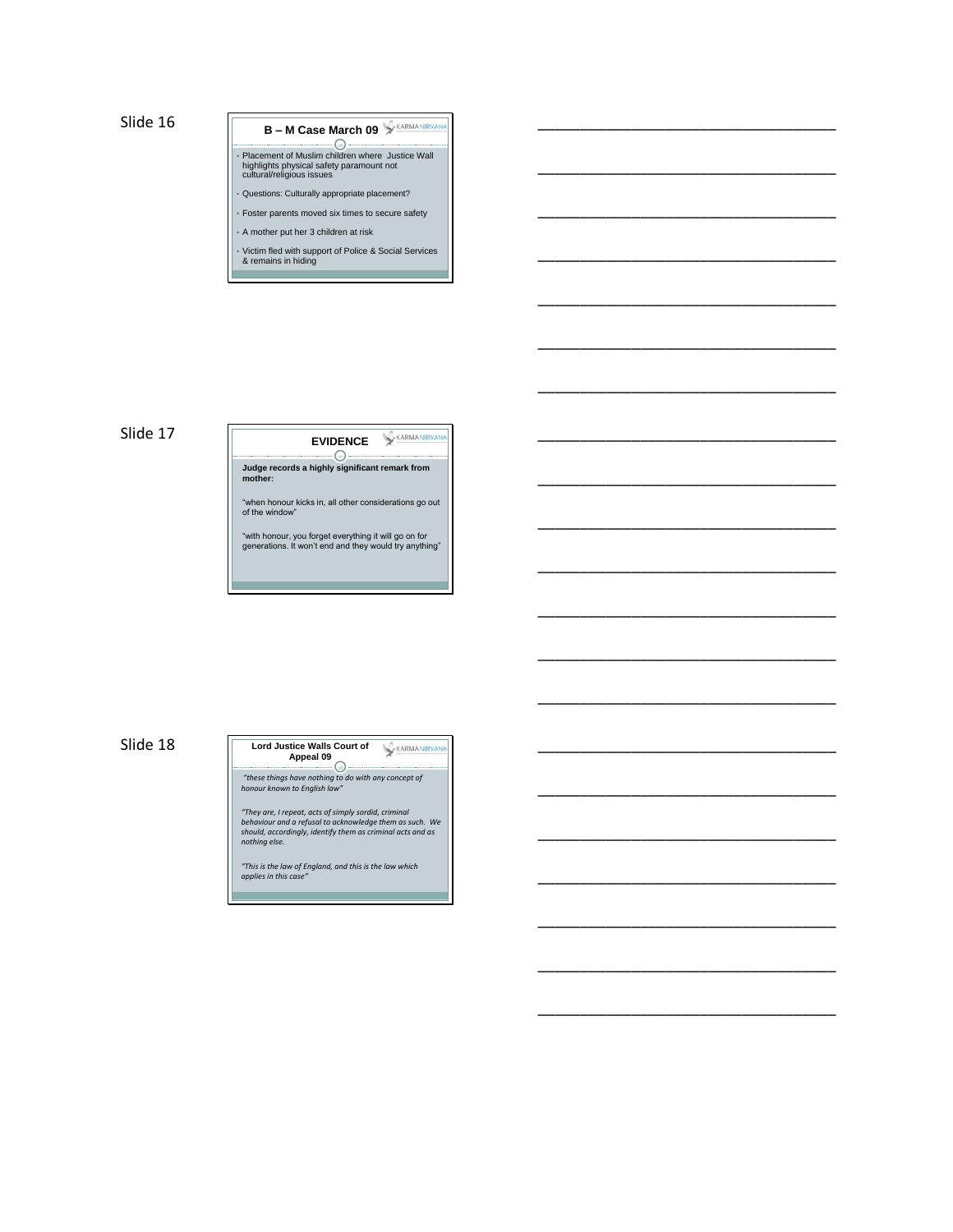Slide 16

## B – M Case March 09

- Placement of Muslim children where Justice Wall highlights physical safety paramount not cultural/religious issues
- Questions: Culturally appropriate placement?
- Foster parents moved six times to secure safety
- A mother put her 3 children at risk
- Victim fled with support of Police & Social Services & remains in hiding

Slide 17

## EVIDENCE

**Judge records a highly significant remark from mother:**

"when honour kicks in, all other considerations go out of the window"

"with honour, you forget everything it will go on for generations. It won't end and they would try anything"

Slide 18

## Lord Justice Walls Court of Appeal 09

*"these things have nothing to do with any concept of honour known to English law"*

*"They are, I repeat, acts of simply sordid, criminal behaviour and a refusal to acknowledge them as such. We should, accordingly, identify them as criminal acts and as nothing else.*

*"This is the law of England, and this is the law which applies in this case"*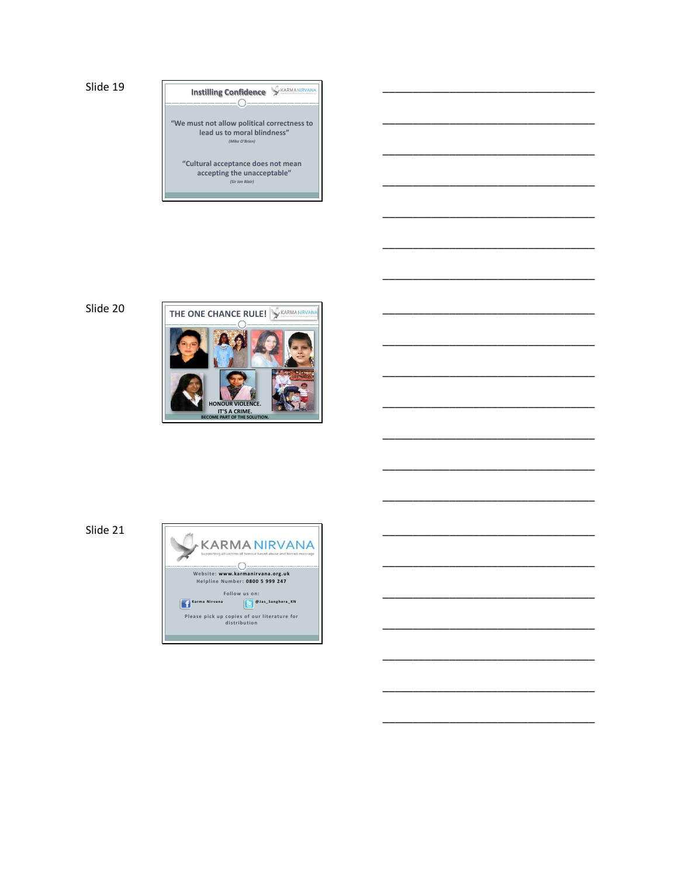Slide 19

## Instilling Confidence

KARMA NIRVANA

"We must not allow political correctness to lead us to moral blindness"

*(Mike O'Brien)*

"Cultural acceptance does not mean accepting the unacceptable"

*(Sir Ian Blair)*

___________________________________

___________________________________

___________________________________

___________________________________

___________________________________

___________________________________

___________________________________

Slide 20

## THE ONE CHANCE RULE!

KARMA NIRVANA

HONOUR VIOLENCE.
IT'S A CRIME.
BECOME PART OF THE SOLUTION.

___________________________________

___________________________________

___________________________________

___________________________________

___________________________________

___________________________________

___________________________________

Slide 21

## KARMA NIRVANA

Supporting all victims of honour based abuse and forced marriage

Website: **www.karmanirvana.org.uk**

Helpline Number: **0800 5 999 247**

Follow us on:

Karma Nirvana

@Jas_Sanghera_KN

Please pick up copies of our literature for distribution

___________________________________

___________________________________

___________________________________

___________________________________

___________________________________

___________________________________

___________________________________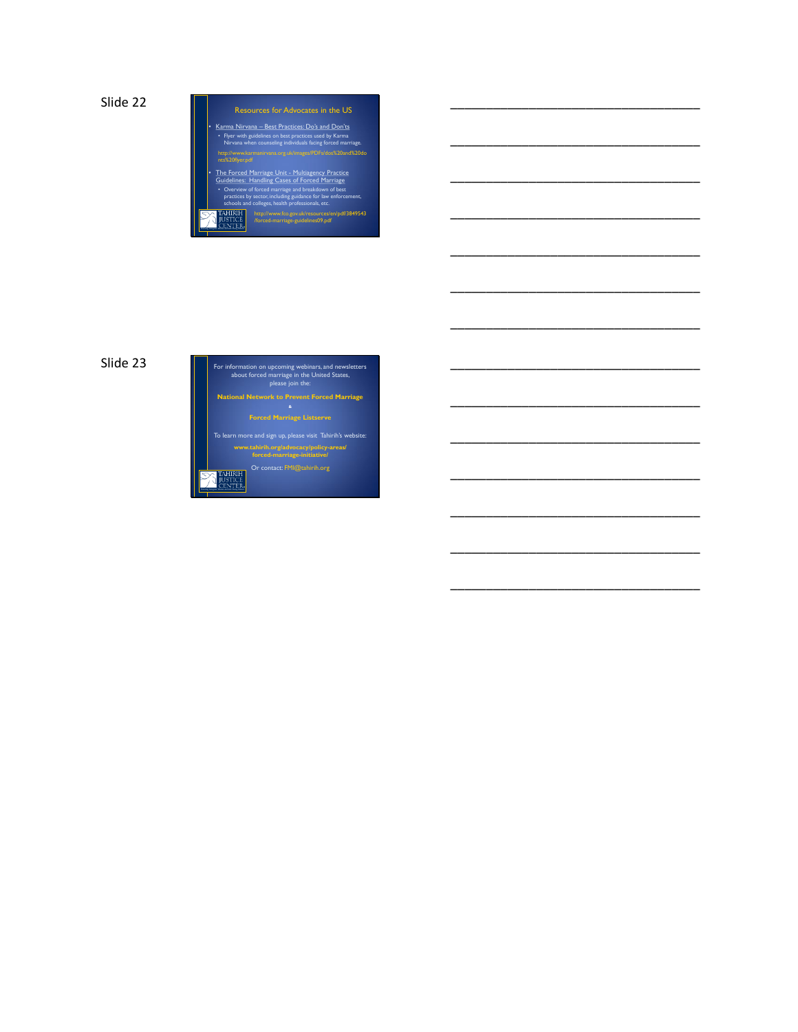Slide 22

## Resources for Advocates in the US

- Karma Nirvana – Best Practices: Do's and Don'ts
  - Flyer with guidelines on best practices used by Karma Nirvana when counseling individuals facing forced marriage.

  http://www.karmanirvana.org.uk/images/PDFs/dos%20and%20donts%20flyer.pdf

- The Forced Marriage Unit - Multiagency Practice Guidelines: Handling Cases of Forced Marriage
  - Overview of forced marriage and breakdown of best practices by sector, including guidance for law enforcement, schools and colleges, health professionals, etc.

  http://www.fco.gov.uk/resources/en/pdf/3849543/forced-marriage-guidelines09.pdf

TAHIRIH JUSTICE CENTER

Slide 23

For information on upcoming webinars, and newsletters about forced marriage in the United States, please join the:

**National Network to Prevent Forced Marriage**

&

**Forced Marriage Listserve**

To learn more and sign up, please visit Tahirih's website:

**www.tahirih.org/advocacy/policy-areas/forced-marriage-initiative/**

Or contact: FMI@tahirih.org

TAHIRIH JUSTICE CENTER